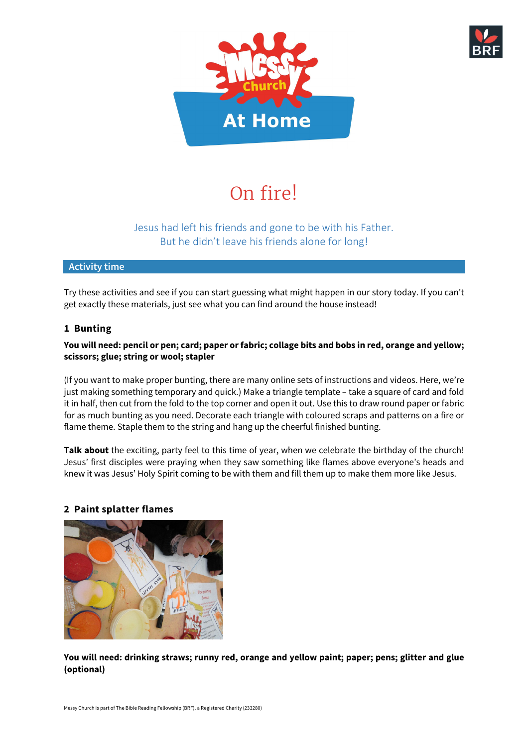# On fire!

Jesus had left his friends and gone to be with his Father.
But he didn't leave his friends alone for long!

## Activity time

Try these activities and see if you can start guessing what might happen in our story today. If you can't get exactly these materials, just see what you can find around the house instead!

### 1 Bunting

**You will need: pencil or pen; card; paper or fabric; collage bits and bobs in red, orange and yellow; scissors; glue; string or wool; stapler**

(If you want to make proper bunting, there are many online sets of instructions and videos. Here, we're just making something temporary and quick.) Make a triangle template – take a square of card and fold it in half, then cut from the fold to the top corner and open it out. Use this to draw round paper or fabric for as much bunting as you need. Decorate each triangle with coloured scraps and patterns on a fire or flame theme. Staple them to the string and hang up the cheerful finished bunting.

**Talk about** the exciting, party feel to this time of year, when we celebrate the birthday of the church! Jesus' first disciples were praying when they saw something like flames above everyone's heads and knew it was Jesus' Holy Spirit coming to be with them and fill them up to make them more like Jesus.

### 2 Paint splatter flames

**You will need: drinking straws; runny red, orange and yellow paint; paper; pens; glitter and glue (optional)**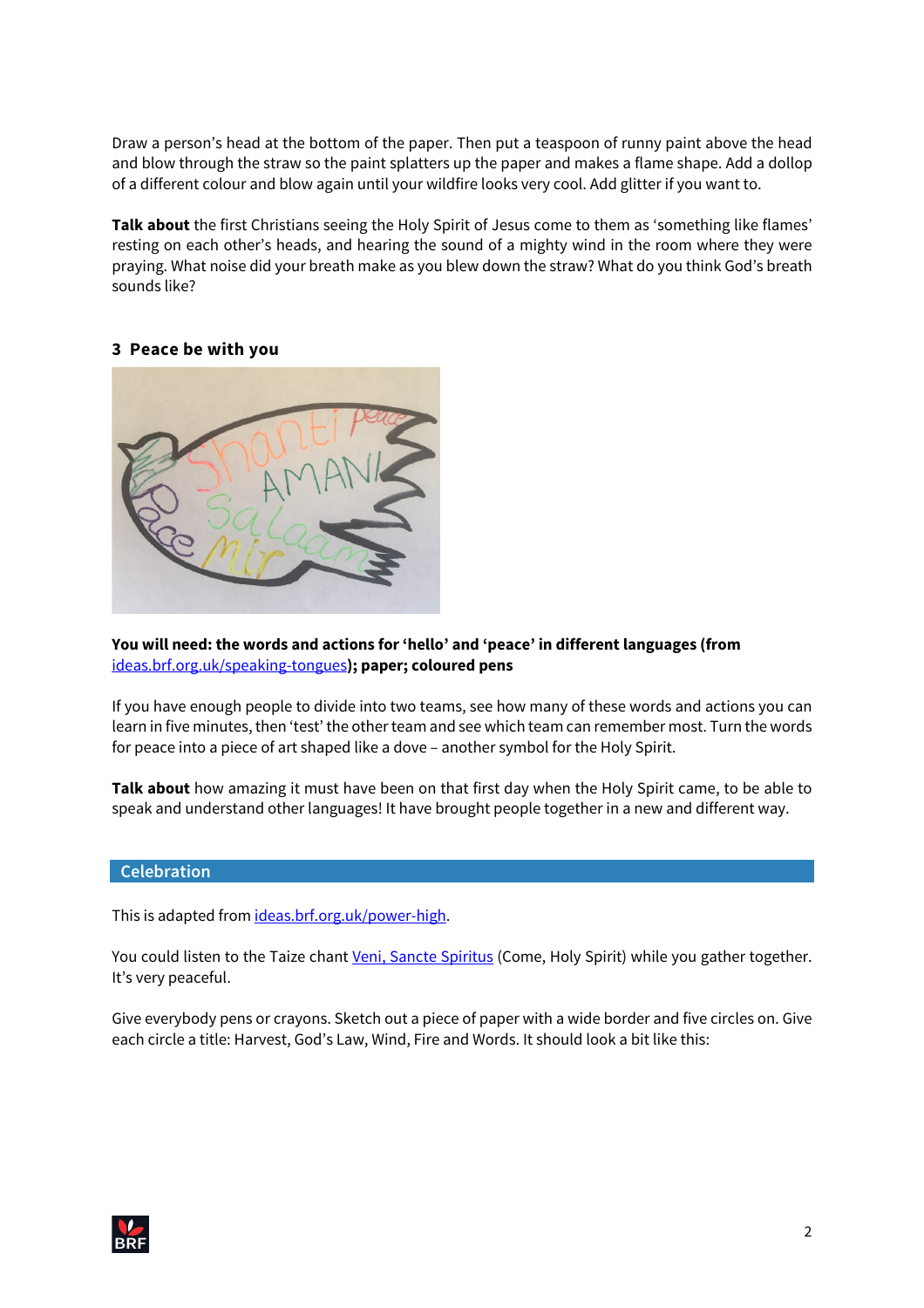Draw a person's head at the bottom of the paper. Then put a teaspoon of runny paint above the head and blow through the straw so the paint splatters up the paper and makes a flame shape. Add a dollop of a different colour and blow again until your wildfire looks very cool. Add glitter if you want to.

**Talk about** the first Christians seeing the Holy Spirit of Jesus come to them as 'something like flames' resting on each other's heads, and hearing the sound of a mighty wind in the room where they were praying. What noise did your breath make as you blew down the straw? What do you think God's breath sounds like?

### 3 Peace be with you

**You will need: the words and actions for 'hello' and 'peace' in different languages (from ideas.brf.org.uk/speaking-tongues); paper; coloured pens**

If you have enough people to divide into two teams, see how many of these words and actions you can learn in five minutes, then 'test' the other team and see which team can remember most. Turn the words for peace into a piece of art shaped like a dove – another symbol for the Holy Spirit.

**Talk about** how amazing it must have been on that first day when the Holy Spirit came, to be able to speak and understand other languages! It have brought people together in a new and different way.

## Celebration

This is adapted from ideas.brf.org.uk/power-high.

You could listen to the Taize chant Veni, Sancte Spiritus (Come, Holy Spirit) while you gather together. It's very peaceful.

Give everybody pens or crayons. Sketch out a piece of paper with a wide border and five circles on. Give each circle a title: Harvest, God's Law, Wind, Fire and Words. It should look a bit like this: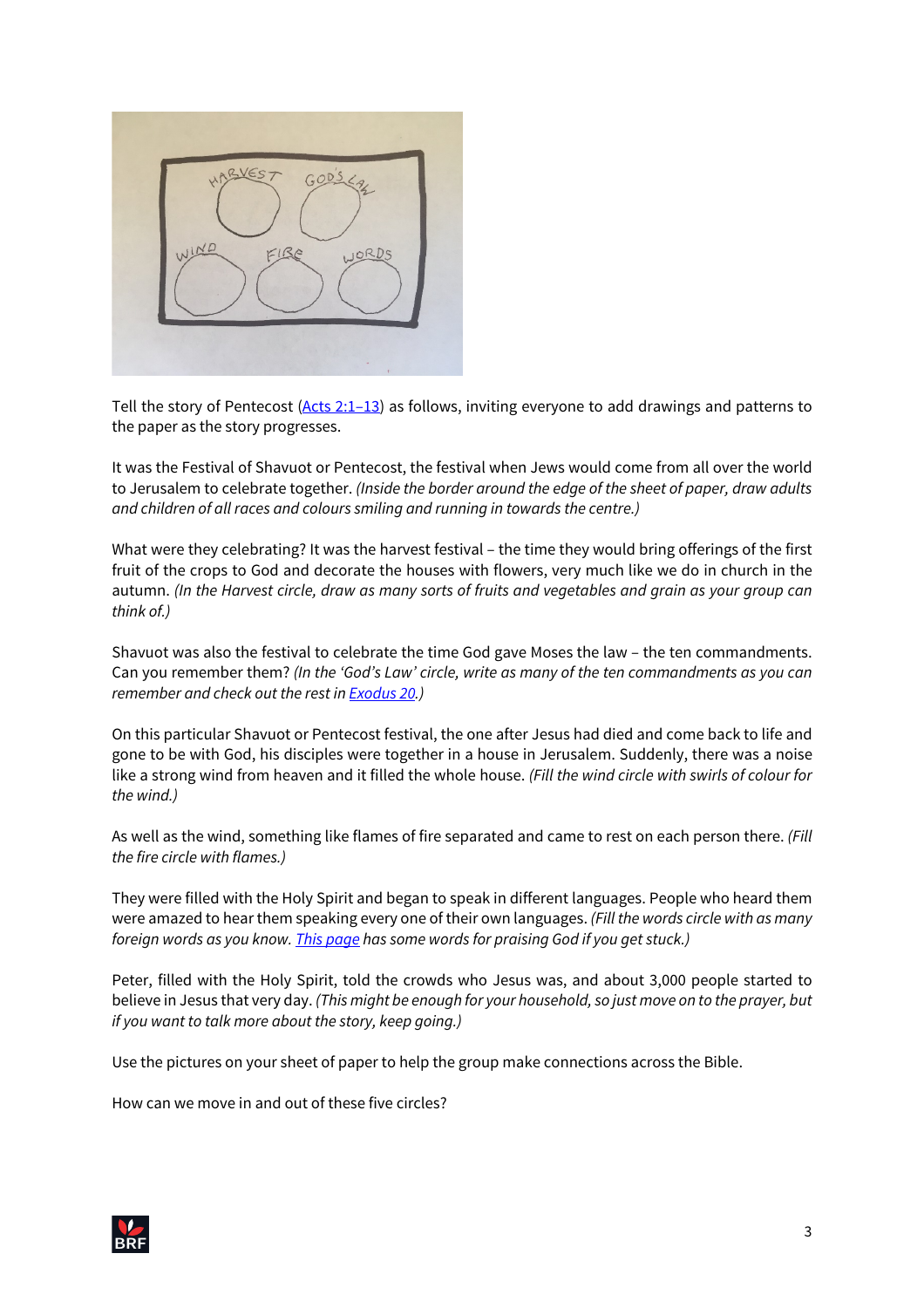Tell the story of Pentecost ([Acts 2:1–13]) as follows, inviting everyone to add drawings and patterns to the paper as the story progresses.

It was the Festival of Shavuot or Pentecost, the festival when Jews would come from all over the world to Jerusalem to celebrate together. *(Inside the border around the edge of the sheet of paper, draw adults and children of all races and colours smiling and running in towards the centre.)*

What were they celebrating? It was the harvest festival – the time they would bring offerings of the first fruit of the crops to God and decorate the houses with flowers, very much like we do in church in the autumn. *(In the Harvest circle, draw as many sorts of fruits and vegetables and grain as your group can think of.)*

Shavuot was also the festival to celebrate the time God gave Moses the law – the ten commandments. Can you remember them? *(In the 'God's Law' circle, write as many of the ten commandments as you can remember and check out the rest in [Exodus 20].)*

On this particular Shavuot or Pentecost festival, the one after Jesus had died and come back to life and gone to be with God, his disciples were together in a house in Jerusalem. Suddenly, there was a noise like a strong wind from heaven and it filled the whole house. *(Fill the wind circle with swirls of colour for the wind.)*

As well as the wind, something like flames of fire separated and came to rest on each person there. *(Fill the fire circle with flames.)*

They were filled with the Holy Spirit and began to speak in different languages. People who heard them were amazed to hear them speaking every one of their own languages. *(Fill the words circle with as many foreign words as you know. [This page] has some words for praising God if you get stuck.)*

Peter, filled with the Holy Spirit, told the crowds who Jesus was, and about 3,000 people started to believe in Jesus that very day. *(This might be enough for your household, so just move on to the prayer, but if you want to talk more about the story, keep going.)*

Use the pictures on your sheet of paper to help the group make connections across the Bible.

How can we move in and out of these five circles?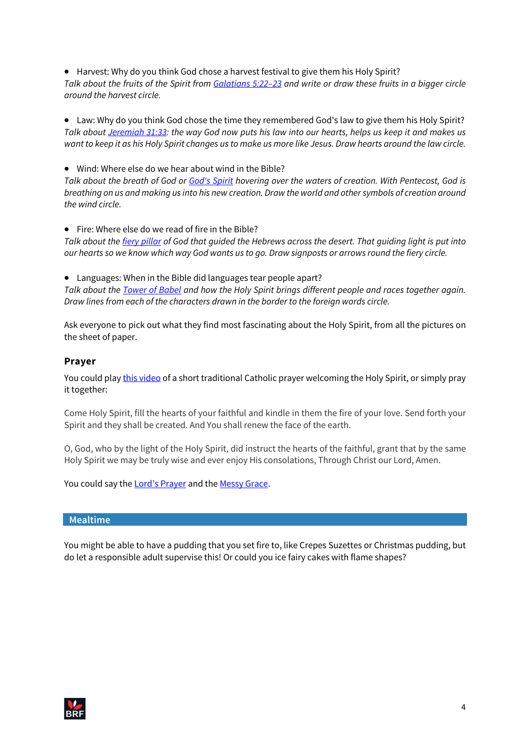- Harvest: Why do you think God chose a harvest festival to give them his Holy Spirit?

*Talk about the fruits of the Spirit from Galatians 5:22–23 and write or draw these fruits in a bigger circle around the harvest circle.*

- Law: Why do you think God chose the time they remembered God's law to give them his Holy Spirit?

*Talk about Jeremiah 31:33: the way God now puts his law into our hearts, helps us keep it and makes us want to keep it as his Holy Spirit changes us to make us more like Jesus. Draw hearts around the law circle.*

- Wind: Where else do we hear about wind in the Bible?

*Talk about the breath of God or God's Spirit hovering over the waters of creation. With Pentecost, God is breathing on us and making us into his new creation. Draw the world and other symbols of creation around the wind circle.*

- Fire: Where else do we read of fire in the Bible?

*Talk about the fiery pillar of God that guided the Hebrews across the desert. That guiding light is put into our hearts so we know which way God wants us to go. Draw signposts or arrows round the fiery circle.*

- Languages: When in the Bible did languages tear people apart?

*Talk about the Tower of Babel and how the Holy Spirit brings different people and races together again. Draw lines from each of the characters drawn in the border to the foreign words circle.*

Ask everyone to pick out what they find most fascinating about the Holy Spirit, from all the pictures on the sheet of paper.

### Prayer

You could play this video of a short traditional Catholic prayer welcoming the Holy Spirit, or simply pray it together:

Come Holy Spirit, fill the hearts of your faithful and kindle in them the fire of your love. Send forth your Spirit and they shall be created. And You shall renew the face of the earth.

O, God, who by the light of the Holy Spirit, did instruct the hearts of the faithful, grant that by the same Holy Spirit we may be truly wise and ever enjoy His consolations, Through Christ our Lord, Amen.

You could say the Lord's Prayer and the Messy Grace.

## Mealtime

You might be able to have a pudding that you set fire to, like Crepes Suzettes or Christmas pudding, but do let a responsible adult supervise this! Or could you ice fairy cakes with flame shapes?